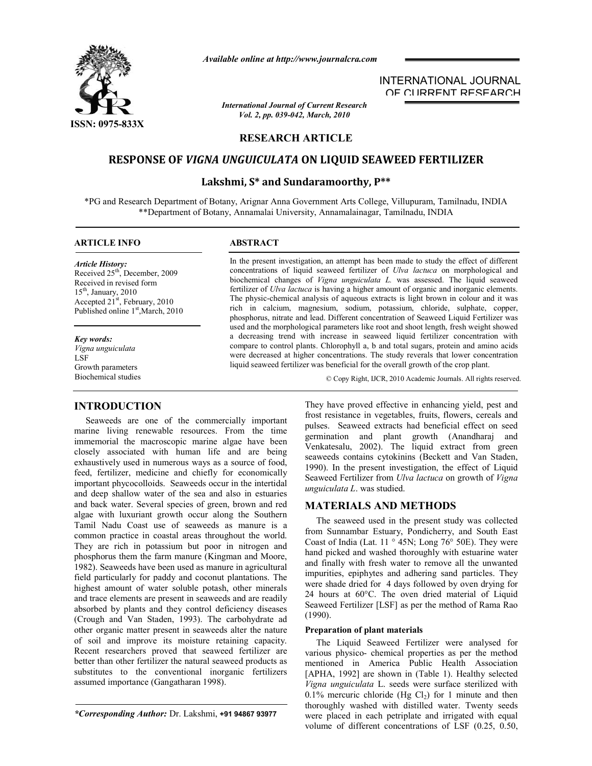*Available online at http://www.journalcra.com*

INTERNATIONAL JOURNAL OF CURRENT RESEARCH

*International Journal of Current Research*
*Vol. 2, pp. 039-042, March, 2010*

ISSN: 0975-833X

**RESEARCH ARTICLE**

# RESPONSE OF *VIGNA UNGUICULATA* ON LIQUID SEAWEED FERTILIZER

**Lakshmi, S\* and Sundaramoorthy, P\*\***

\*PG and Research Department of Botany, Arignar Anna Government Arts College, Villupuram, Tamilnadu, INDIA
\*\*Department of Botany, Annamalai University, Annamalainagar, Tamilnadu, INDIA

## ARTICLE INFO

*Article History:*
Received 25th, December, 2009
Received in revised form 15th, January, 2010
Accepted 21st, February, 2010
Published online 1st, March, 2010

*Key words:*
*Vigna unguiculata*
LSF
Growth parameters
Biochemical studies

## ABSTRACT

In the present investigation, an attempt has been made to study the effect of different concentrations of liquid seaweed fertilizer of *Ulva lactuca* on morphological and biochemical changes of *Vigna unguiculata L.* was assessed. The liquid seaweed fertilizer of *Ulva lactuca* is having a higher amount of organic and inorganic elements. The physic-chemical analysis of aqueous extracts is light brown in colour and it was rich in calcium, magnesium, sodium, potassium, chloride, sulphate, copper, phosphorus, nitrate and lead. Different concentration of Seaweed Liquid Fertilizer was used and the morphological parameters like root and shoot length, fresh weight showed a decreasing trend with increase in seaweed liquid fertilizer concentration with compare to control plants. Chlorophyll a, b and total sugars, protein and amino acids were decreased at higher concentrations. The study reverals that lower concentration liquid seaweed fertilizer was beneficial for the overall growth of the crop plant.

© Copy Right, IJCR, 2010 Academic Journals. All rights reserved.

## INTRODUCTION

Seaweeds are one of the commercially important marine living renewable resources. From the time immemorial the macroscopic marine algae have been closely associated with human life and are being exhaustively used in numerous ways as a source of food, feed, fertilizer, medicine and chiefly for economically important phycocolloids. Seaweeds occur in the intertidal and deep shallow water of the sea and also in estuaries and back water. Several species of green, brown and red algae with luxuriant growth occur along the Southern Tamil Nadu Coast use of seaweeds as manure is a common practice in coastal areas throughout the world. They are rich in potassium but poor in nitrogen and phosphorus them the farm manure (Kingman and Moore, 1982). Seaweeds have been used as manure in agricultural field particularly for paddy and coconut plantations. The highest amount of water soluble potash, other minerals and trace elements are present in seaweeds and are readily absorbed by plants and they control deficiency diseases (Crough and Van Staden, 1993). The carbohydrate ad other organic matter present in seaweeds alter the nature of soil and improve its moisture retaining capacity. Recent researchers proved that seaweed fertilizer are better than other fertilizer the natural seaweed products as substitutes to the conventional inorganic fertilizers assumed importance (Gangatharan 1998).

They have proved effective in enhancing yield, pest and frost resistance in vegetables, fruits, flowers, cereals and pulses. Seaweed extracts had beneficial effect on seed germination and plant growth (Anandharaj and Venkatesalu, 2002). The liquid extract from green seaweeds contains cytokinins (Beckett and Van Staden, 1990). In the present investigation, the effect of Liquid Seaweed Fertilizer from *Ulva lactuca* on growth of *Vigna unguiculata L*. was studied.

## MATERIALS AND METHODS

The seaweed used in the present study was collected from Sunnambar Estuary, Pondicherry, and South East Coast of India (Lat. 11 ° 45N; Long 76° 50E). They were hand picked and washed thoroughly with estuarine water and finally with fresh water to remove all the unwanted impurities, epiphytes and adhering sand particles. They were shade dried for 4 days followed by oven drying for 24 hours at 60°C. The oven dried material of Liquid Seaweed Fertilizer [LSF] as per the method of Rama Rao (1990).

### Preparation of plant materials

The Liquid Seaweed Fertilizer were analysed for various physico- chemical properties as per the method mentioned in America Public Health Association [APHA, 1992] are shown in (Table 1). Healthy selected *Vigna unguiculata* L. seeds were surface sterilized with 0.1% mercuric chloride ($Hg\ Cl_2$) for 1 minute and then thoroughly washed with distilled water. Twenty seeds were placed in each petriplate and irrigated with equal volume of different concentrations of LSF (0.25, 0.50,

---

*\*Corresponding Author:* Dr. Lakshmi, **+91 94867 93977**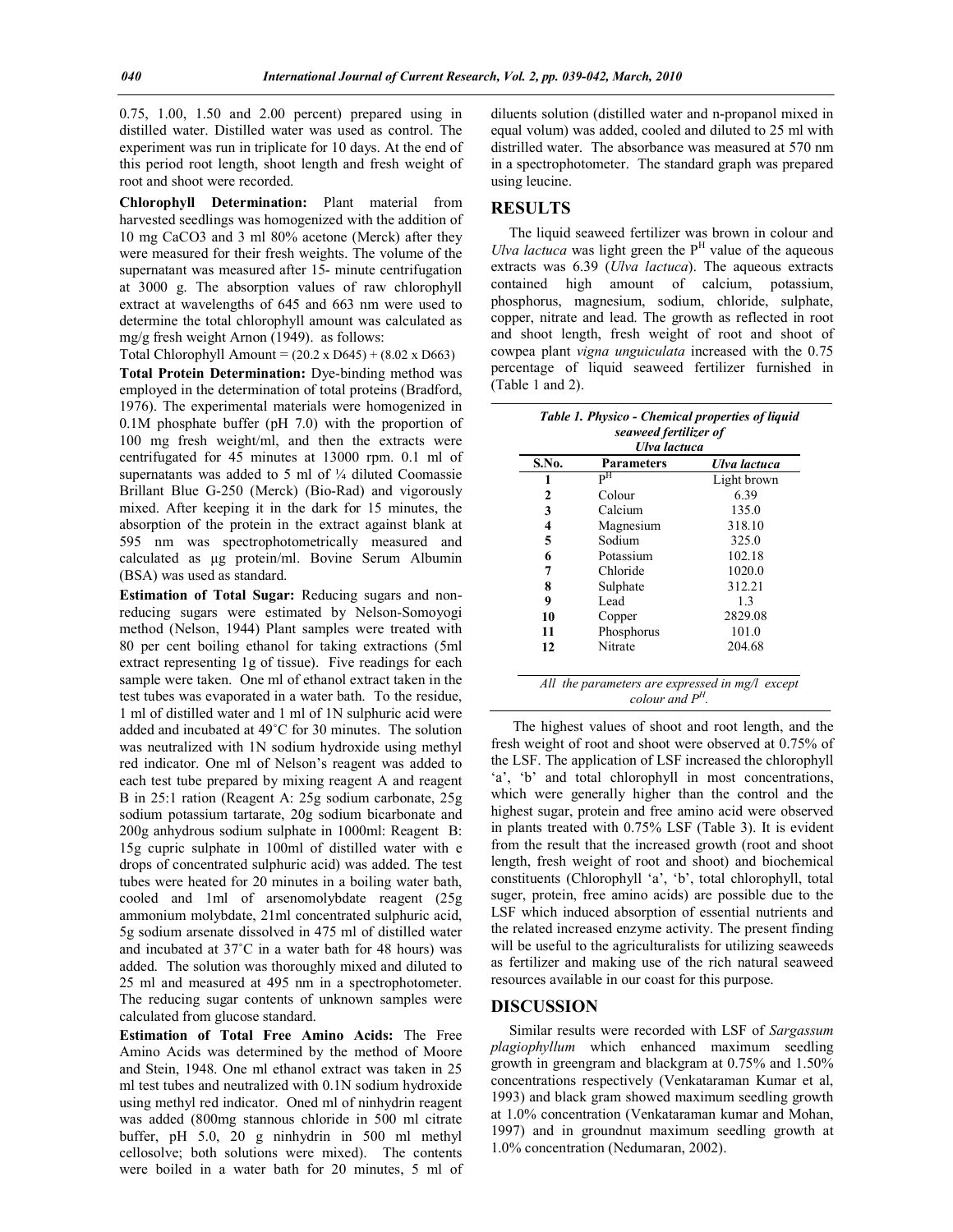0.75, 1.00, 1.50 and 2.00 percent) prepared using in distilled water. Distilled water was used as control. The experiment was run in triplicate for 10 days. At the end of this period root length, shoot length and fresh weight of root and shoot were recorded.

**Chlorophyll Determination:** Plant material from harvested seedlings was homogenized with the addition of 10 mg CaCO3 and 3 ml 80% acetone (Merck) after they were measured for their fresh weights. The volume of the supernatant was measured after 15- minute centrifugation at 3000 g. The absorption values of raw chlorophyll extract at wavelengths of 645 and 663 nm were used to determine the total chlorophyll amount was calculated as mg/g fresh weight Arnon (1949). as follows:

Total Chlorophyll Amount = (20.2 x D645) + (8.02 x D663)

**Total Protein Determination:** Dye-binding method was employed in the determination of total proteins (Bradford, 1976). The experimental materials were homogenized in 0.1M phosphate buffer (pH 7.0) with the proportion of 100 mg fresh weight/ml, and then the extracts were centrifugated for 45 minutes at 13000 rpm. 0.1 ml of supernatants was added to 5 ml of ¼ diluted Coomassie Brillant Blue G-250 (Merck) (Bio-Rad) and vigorously mixed. After keeping it in the dark for 15 minutes, the absorption of the protein in the extract against blank at 595 nm was spectrophotometrically measured and calculated as µg protein/ml. Bovine Serum Albumin (BSA) was used as standard.

**Estimation of Total Sugar:** Reducing sugars and non-reducing sugars were estimated by Nelson-Somoyogi method (Nelson, 1944) Plant samples were treated with 80 per cent boiling ethanol for taking extractions (5ml extract representing 1g of tissue). Five readings for each sample were taken. One ml of ethanol extract taken in the test tubes was evaporated in a water bath. To the residue, 1 ml of distilled water and 1 ml of 1N sulphuric acid were added and incubated at 49˚C for 30 minutes. The solution was neutralized with 1N sodium hydroxide using methyl red indicator. One ml of Nelson's reagent was added to each test tube prepared by mixing reagent A and reagent B in 25:1 ration (Reagent A: 25g sodium carbonate, 25g sodium potassium tartarate, 20g sodium bicarbonate and 200g anhydrous sodium sulphate in 1000ml: Reagent B: 15g cupric sulphate in 100ml of distilled water with e drops of concentrated sulphuric acid) was added. The test tubes were heated for 20 minutes in a boiling water bath, cooled and 1ml of arsenomolybdate reagent (25g ammonium molybdate, 21ml concentrated sulphuric acid, 5g sodium arsenate dissolved in 475 ml of distilled water and incubated at 37˚C in a water bath for 48 hours) was added. The solution was thoroughly mixed and diluted to 25 ml and measured at 495 nm in a spectrophotometer. The reducing sugar contents of unknown samples were calculated from glucose standard.

**Estimation of Total Free Amino Acids:** The Free Amino Acids was determined by the method of Moore and Stein, 1948. One ml ethanol extract was taken in 25 ml test tubes and neutralized with 0.1N sodium hydroxide using methyl red indicator. Oned ml of ninhydrin reagent was added (800mg stannous chloride in 500 ml citrate buffer, pH 5.0, 20 g ninhydrin in 500 ml methyl cellosolve; both solutions were mixed). The contents were boiled in a water bath for 20 minutes, 5 ml of diluents solution (distilled water and n-propanol mixed in equal volum) was added, cooled and diluted to 25 ml with distilled water. The absorbance was measured at 570 nm in a spectrophotometer. The standard graph was prepared using leucine.

## RESULTS

The liquid seaweed fertilizer was brown in colour and *Ulva lactuca* was light green the P$^{H}$ value of the aqueous extracts was 6.39 (*Ulva lactuca*). The aqueous extracts contained high amount of calcium, potassium, phosphorus, magnesium, sodium, chloride, sulphate, copper, nitrate and lead. The growth as reflected in root and shoot length, fresh weight of root and shoot of cowpea plant *vigna unguiculata* increased with the 0.75 percentage of liquid seaweed fertilizer furnished in (Table 1 and 2).

***Table 1. Physico - Chemical properties of liquid seaweed fertilizer of Ulva lactuca***

| S.No. | Parameters | *Ulva lactuca* |
|---|---|---|
| 1 | P$^{H}$ | Light brown |
| 2 | Colour | 6.39 |
| 3 | Calcium | 135.0 |
| 4 | Magnesium | 318.10 |
| 5 | Sodium | 325.0 |
| 6 | Potassium | 102.18 |
| 7 | Chloride | 1020.0 |
| 8 | Sulphate | 312.21 |
| 9 | Lead | 1.3 |
| 10 | Copper | 2829.08 |
| 11 | Phosphorus | 101.0 |
| 12 | Nitrate | 204.68 |

*All the parameters are expressed in mg/l except colour and P$^{H}$.*

The highest values of shoot and root length, and the fresh weight of root and shoot were observed at 0.75% of the LSF. The application of LSF increased the chlorophyll 'a', 'b' and total chlorophyll in most concentrations, which were generally higher than the control and the highest sugar, protein and free amino acid were observed in plants treated with 0.75% LSF (Table 3). It is evident from the result that the increased growth (root and shoot length, fresh weight of root and shoot) and biochemical constituents (Chlorophyll 'a', 'b', total chlorophyll, total suger, protein, free amino acids) are possible due to the LSF which induced absorption of essential nutrients and the related increased enzyme activity. The present finding will be useful to the agriculturalists for utilizing seaweeds as fertilizer and making use of the rich natural seaweed resources available in our coast for this purpose.

## DISCUSSION

Similar results were recorded with LSF of *Sargassum plagiophyllum* which enhanced maximum seedling growth in greengram and blackgram at 0.75% and 1.50% concentrations respectively (Venkataraman Kumar et al, 1993) and black gram showed maximum seedling growth at 1.0% concentration (Venkataraman kumar and Mohan, 1997) and in groundnut maximum seedling growth at 1.0% concentration (Nedumaran, 2002).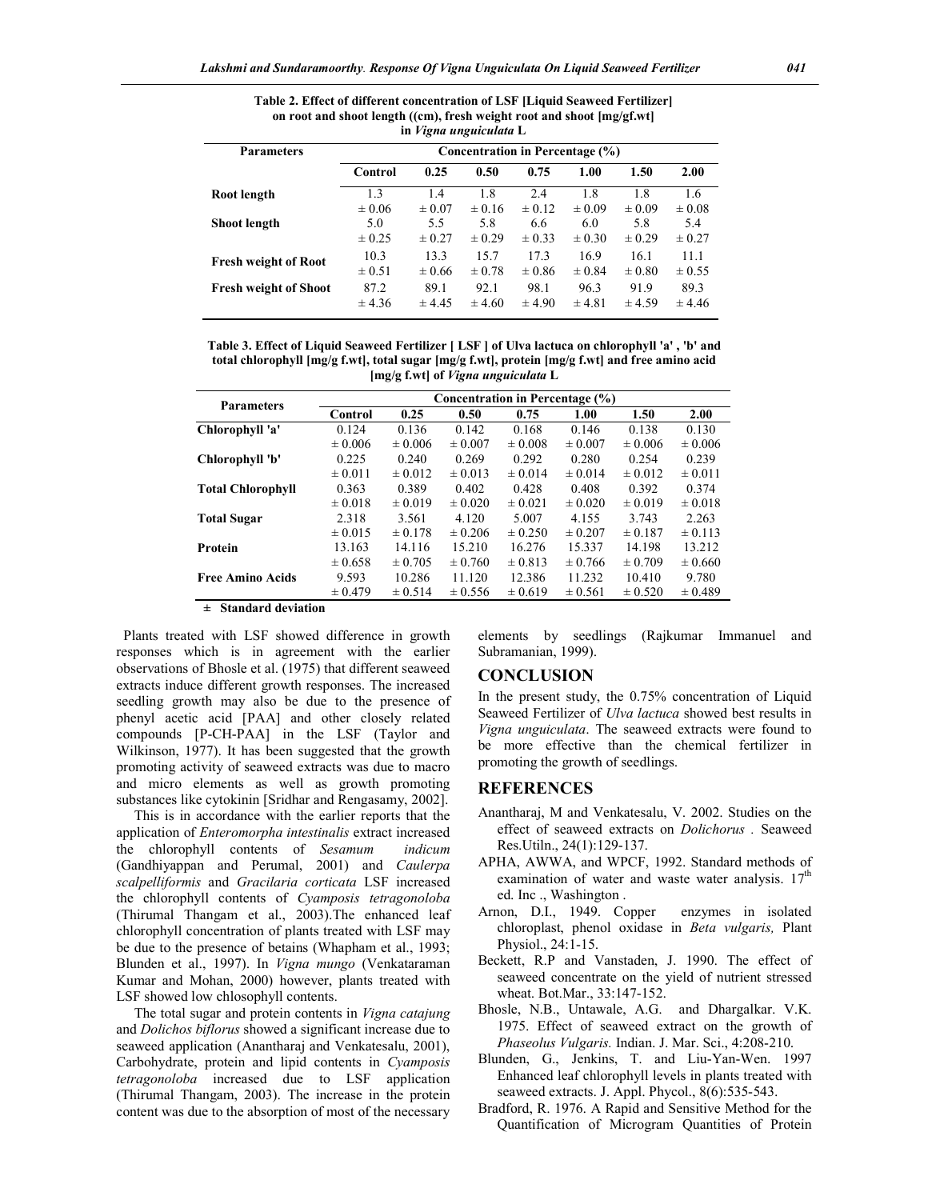**Table 2. Effect of different concentration of LSF [Liquid Seaweed Fertilizer] on root and shoot length ((cm), fresh weight root and shoot [mg/gf.wt] in *Vigna unguiculata* L**

| Parameters | Concentration in Percentage (%) | | | | | | |
|---|---|---|---|---|---|---|---|
| | Control | 0.25 | 0.50 | 0.75 | 1.00 | 1.50 | 2.00 |
| Root length | 1.3 ± 0.06 | 1.4 ± 0.07 | 1.8 ± 0.16 | 2.4 ± 0.12 | 1.8 ± 0.09 | 1.8 ± 0.09 | 1.6 ± 0.08 |
| Shoot length | 5.0 ± 0.25 | 5.5 ± 0.27 | 5.8 ± 0.29 | 6.6 ± 0.33 | 6.0 ± 0.30 | 5.8 ± 0.29 | 5.4 ± 0.27 |
| Fresh weight of Root | 10.3 ± 0.51 | 13.3 ± 0.66 | 15.7 ± 0.78 | 17.3 ± 0.86 | 16.9 ± 0.84 | 16.1 ± 0.80 | 11.1 ± 0.55 |
| Fresh weight of Shoot | 87.2 ± 4.36 | 89.1 ± 4.45 | 92.1 ± 4.60 | 98.1 ± 4.90 | 96.3 ± 4.81 | 91.9 ± 4.59 | 89.3 ± 4.46 |

**Table 3. Effect of Liquid Seaweed Fertilizer [ LSF ] of Ulva lactuca on chlorophyll 'a' , 'b' and total chlorophyll [mg/g f.wt], total sugar [mg/g f.wt], protein [mg/g f.wt] and free amino acid [mg/g f.wt] of *Vigna unguiculata* L**

| Parameters | Concentration in Percentage (%) | | | | | | |
|---|---|---|---|---|---|---|---|
| | Control | 0.25 | 0.50 | 0.75 | 1.00 | 1.50 | 2.00 |
| Chlorophyll 'a' | 0.124 ± 0.006 | 0.136 ± 0.006 | 0.142 ± 0.007 | 0.168 ± 0.008 | 0.146 ± 0.007 | 0.138 ± 0.006 | 0.130 ± 0.006 |
| Chlorophyll 'b' | 0.225 ± 0.011 | 0.240 ± 0.012 | 0.269 ± 0.013 | 0.292 ± 0.014 | 0.280 ± 0.014 | 0.254 ± 0.012 | 0.239 ± 0.011 |
| Total Chlorophyll | 0.363 ± 0.018 | 0.389 ± 0.019 | 0.402 ± 0.020 | 0.428 ± 0.021 | 0.408 ± 0.020 | 0.392 ± 0.019 | 0.374 ± 0.018 |
| Total Sugar | 2.318 ± 0.015 | 3.561 ± 0.178 | 4.120 ± 0.206 | 5.007 ± 0.250 | 4.155 ± 0.207 | 3.743 ± 0.187 | 2.263 ± 0.113 |
| Protein | 13.163 ± 0.658 | 14.116 ± 0.705 | 15.210 ± 0.760 | 16.276 ± 0.813 | 15.337 ± 0.766 | 14.198 ± 0.709 | 13.212 ± 0.660 |
| Free Amino Acids | 9.593 ± 0.479 | 10.286 ± 0.514 | 11.120 ± 0.556 | 12.386 ± 0.619 | 11.232 ± 0.561 | 10.410 ± 0.520 | 9.780 ± 0.489 |

**± Standard deviation**

Plants treated with LSF showed difference in growth responses which is in agreement with the earlier observations of Bhosle et al. (1975) that different seaweed extracts induce different growth responses. The increased seedling growth may also be due to the presence of phenyl acetic acid [PAA] and other closely related compounds [P-CH-PAA] in the LSF (Taylor and Wilkinson, 1977). It has been suggested that the growth promoting activity of seaweed extracts was due to macro and micro elements as well as growth promoting substances like cytokinin [Sridhar and Rengasamy, 2002].

This is in accordance with the earlier reports that the application of *Enteromorpha intestinalis* extract increased the chlorophyll contents of *Sesamum indicum* (Gandhiyappan and Perumal, 2001) and *Caulerpa scalpelliformis* and *Gracilaria corticata* LSF increased the chlorophyll contents of *Cyamposis tetragonoloba* (Thirumal Thangam et al., 2003).The enhanced leaf chlorophyll concentration of plants treated with LSF may be due to the presence of betains (Whapham et al., 1993; Blunden et al., 1997). In *Vigna mungo* (Venkataraman Kumar and Mohan, 2000) however, plants treated with LSF showed low chlosophyll contents.

The total sugar and protein contents in *Vigna catajung* and *Dolichos biflorus* showed a significant increase due to seaweed application (Anantharaj and Venkatesalu, 2001), Carbohydrate, protein and lipid contents in *Cyamposis tetragonoloba* increased due to LSF application (Thirumal Thangam, 2003). The increase in the protein content was due to the absorption of most of the necessary elements by seedlings (Rajkumar Immanuel and Subramanian, 1999).

## CONCLUSION

In the present study, the 0.75% concentration of Liquid Seaweed Fertilizer of *Ulva lactuca* showed best results in *Vigna unguiculata*. The seaweed extracts were found to be more effective than the chemical fertilizer in promoting the growth of seedlings.

## REFERENCES

- Anantharaj, M and Venkatesalu, V. 2002. Studies on the effect of seaweed extracts on *Dolichorus* . Seaweed Res.Utiln., 24(1):129-137.
- APHA, AWWA, and WPCF, 1992. Standard methods of examination of water and waste water analysis. 17th ed. Inc ., Washington .
- Arnon, D.I., 1949. Copper enzymes in isolated chloroplast, phenol oxidase in *Beta vulgaris,* Plant Physiol., 24:1-15.
- Beckett, R.P and Vanstaden, J. 1990. The effect of seaweed concentrate on the yield of nutrient stressed wheat. Bot.Mar., 33:147-152.
- Bhosle, N.B., Untawale, A.G. and Dhargalkar. V.K. 1975. Effect of seaweed extract on the growth of *Phaseolus Vulgaris.* Indian. J. Mar. Sci., 4:208-210.
- Blunden, G., Jenkins, T. and Liu-Yan-Wen. 1997 Enhanced leaf chlorophyll levels in plants treated with seaweed extracts. J. Appl. Phycol., 8(6):535-543.
- Bradford, R. 1976. A Rapid and Sensitive Method for the Quantification of Microgram Quantities of Protein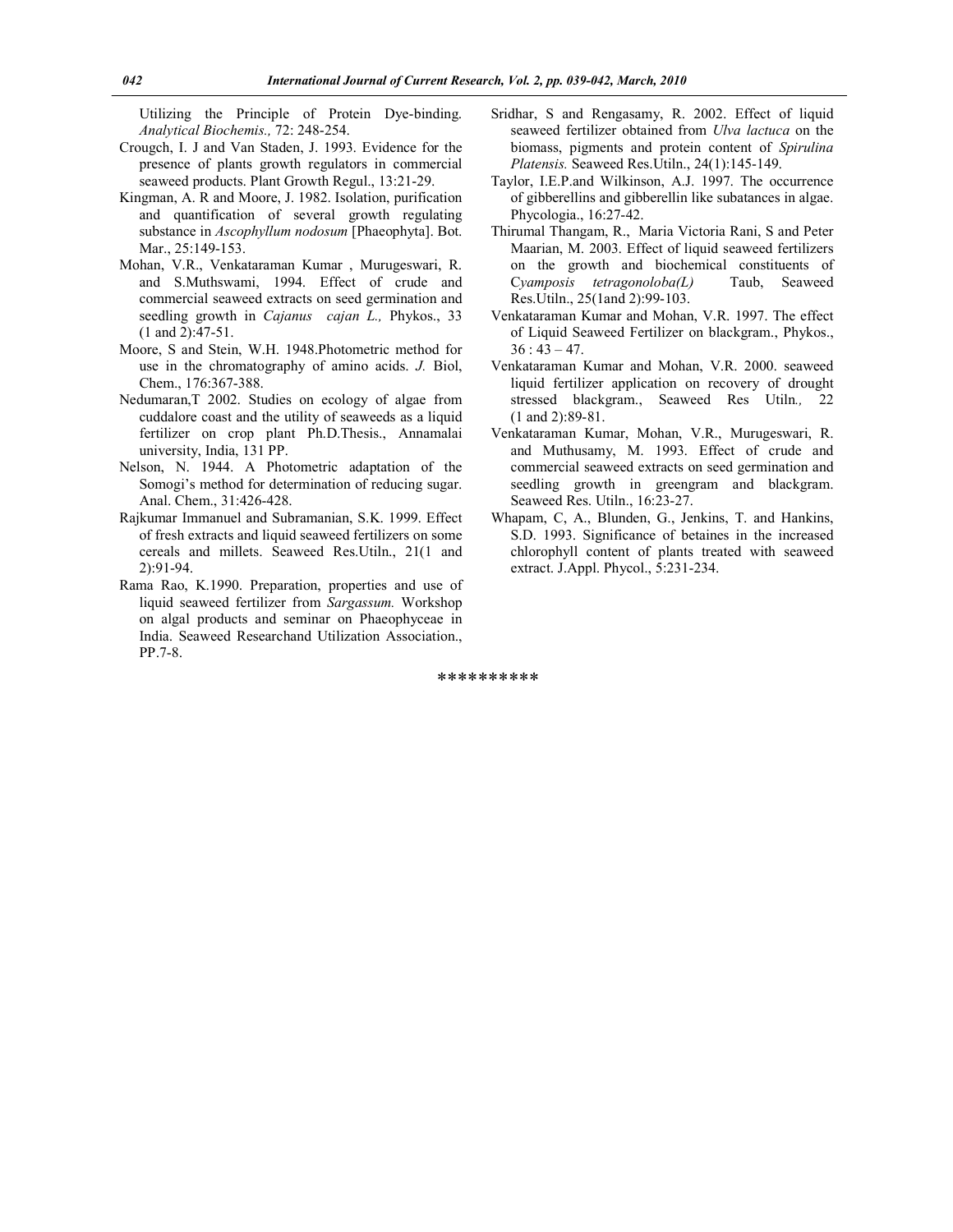Utilizing the Principle of Protein Dye-binding. *Analytical Biochemis.,* 72: 248-254.

Crougch, I. J and Van Staden, J. 1993. Evidence for the presence of plants growth regulators in commercial seaweed products. Plant Growth Regul., 13:21-29.

Kingman, A. R and Moore, J. 1982. Isolation, purification and quantification of several growth regulating substance in *Ascophyllum nodosum* [Phaeophyta]. Bot. Mar., 25:149-153.

Mohan, V.R., Venkataraman Kumar , Murugeswari, R. and S.Muthswami, 1994. Effect of crude and commercial seaweed extracts on seed germination and seedling growth in *Cajanus cajan L.,* Phykos., 33 (1 and 2):47-51.

Moore, S and Stein, W.H. 1948.Photometric method for use in the chromatography of amino acids. *J.* Biol, Chem., 176:367-388.

Nedumaran,T 2002. Studies on ecology of algae from cuddalore coast and the utility of seaweeds as a liquid fertilizer on crop plant Ph.D.Thesis., Annamalai university, India, 131 PP.

Nelson, N. 1944. A Photometric adaptation of the Somogi's method for determination of reducing sugar. Anal. Chem., 31:426-428.

Rajkumar Immanuel and Subramanian, S.K. 1999. Effect of fresh extracts and liquid seaweed fertilizers on some cereals and millets. Seaweed Res.Utiln., 21(1 and 2):91-94.

Rama Rao, K.1990. Preparation, properties and use of liquid seaweed fertilizer from *Sargassum.* Workshop on algal products and seminar on Phaeophyceae in India. Seaweed Researchand Utilization Association., PP.7-8.

Sridhar, S and Rengasamy, R. 2002. Effect of liquid seaweed fertilizer obtained from *Ulva lactuca* on the biomass, pigments and protein content of *Spirulina Platensis.* Seaweed Res.Utiln., 24(1):145-149.

Taylor, I.E.P.and Wilkinson, A.J. 1997. The occurrence of gibberellins and gibberellin like subatances in algae. Phycologia., 16:27-42.

Thirumal Thangam, R., Maria Victoria Rani, S and Peter Maarian, M. 2003. Effect of liquid seaweed fertilizers on the growth and biochemical constituents of C*yamposis tetragonoloba(L)* Taub, Seaweed Res.Utiln., 25(1and 2):99-103.

Venkataraman Kumar and Mohan, V.R. 1997. The effect of Liquid Seaweed Fertilizer on blackgram., Phykos., 36 : 43 – 47.

Venkataraman Kumar and Mohan, V.R. 2000. seaweed liquid fertilizer application on recovery of drought stressed blackgram., Seaweed Res Utiln*.,* 22 (1 and 2):89-81.

Venkataraman Kumar, Mohan, V.R., Murugeswari, R. and Muthusamy, M. 1993. Effect of crude and commercial seaweed extracts on seed germination and seedling growth in greengram and blackgram. Seaweed Res. Utiln., 16:23-27.

Whapam, C, A., Blunden, G., Jenkins, T. and Hankins, S.D. 1993. Significance of betaines in the increased chlorophyll content of plants treated with seaweed extract. J.Appl. Phycol., 5:231-234.

**********